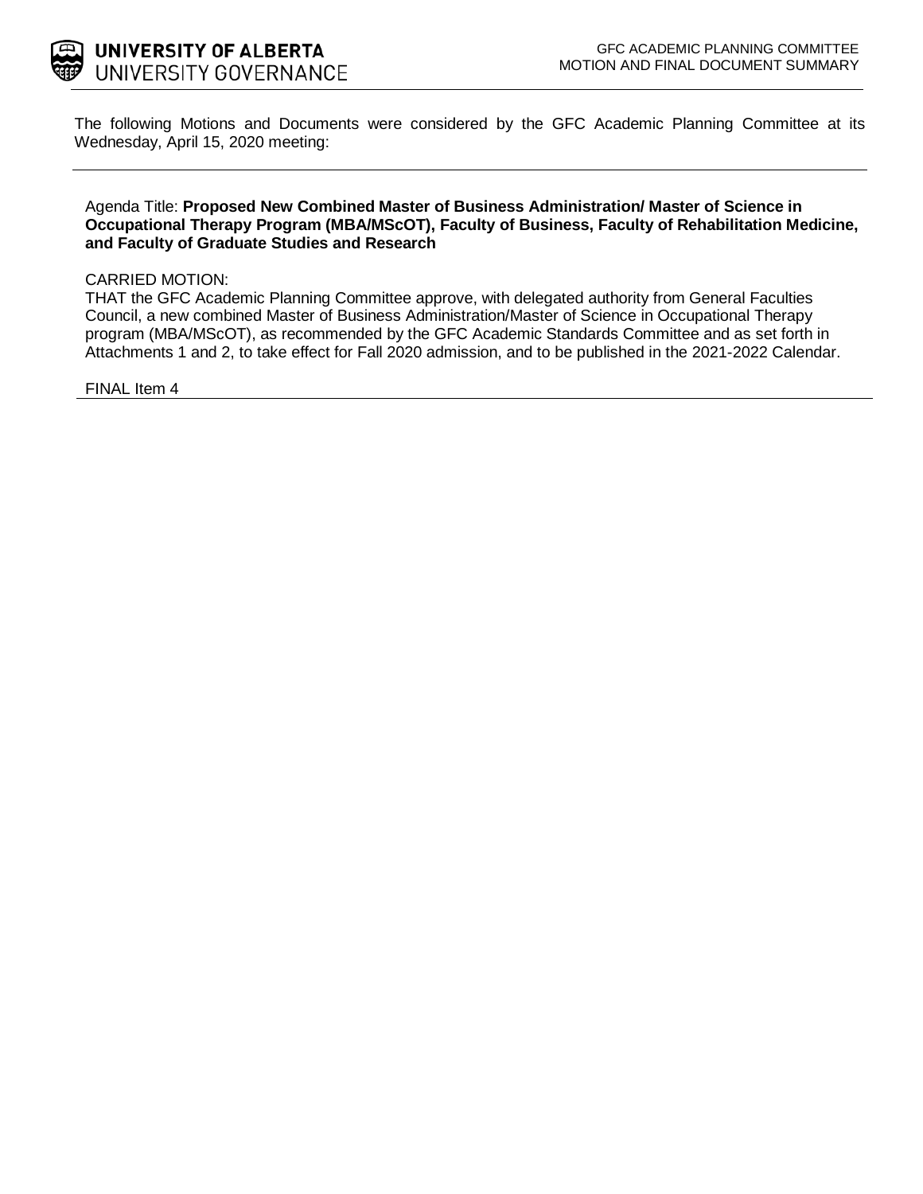**UNIVERSITY OF ALBERTA**
UNIVERSITY GOVERNANCE

GFC ACADEMIC PLANNING COMMITTEE
MOTION AND FINAL DOCUMENT SUMMARY

The following Motions and Documents were considered by the GFC Academic Planning Committee at its Wednesday, April 15, 2020 meeting:

---

Agenda Title: **Proposed New Combined Master of Business Administration/ Master of Science in Occupational Therapy Program (MBA/MScOT), Faculty of Business, Faculty of Rehabilitation Medicine, and Faculty of Graduate Studies and Research**

CARRIED MOTION:
THAT the GFC Academic Planning Committee approve, with delegated authority from General Faculties Council, a new combined Master of Business Administration/Master of Science in Occupational Therapy program (MBA/MScOT), as recommended by the GFC Academic Standards Committee and as set forth in Attachments 1 and 2, to take effect for Fall 2020 admission, and to be published in the 2021-2022 Calendar.

FINAL Item 4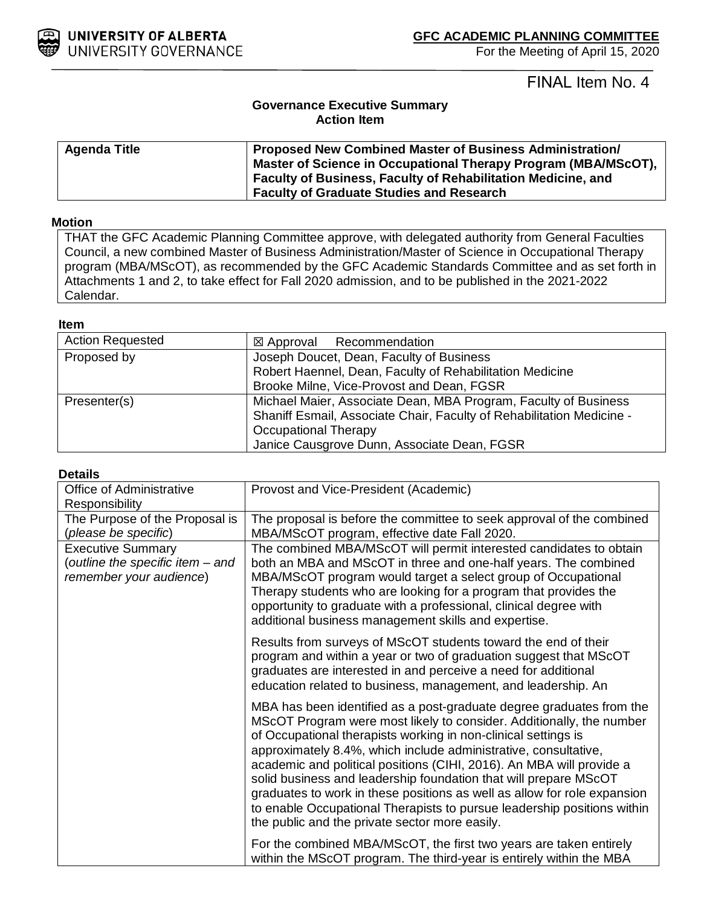**UNIVERSITY OF ALBERTA**
UNIVERSITY GOVERNANCE

**GFC ACADEMIC PLANNING COMMITTEE**
For the Meeting of April 15, 2020

FINAL Item No. 4

**Governance Executive Summary**
**Action Item**

| **Agenda Title** | **Proposed New Combined Master of Business Administration/ Master of Science in Occupational Therapy Program (MBA/MScOT), Faculty of Business, Faculty of Rehabilitation Medicine, and Faculty of Graduate Studies and Research** |
|---|---|

**Motion**

THAT the GFC Academic Planning Committee approve, with delegated authority from General Faculties Council, a new combined Master of Business Administration/Master of Science in Occupational Therapy program (MBA/MScOT), as recommended by the GFC Academic Standards Committee and as set forth in Attachments 1 and 2, to take effect for Fall 2020 admission, and to be published in the 2021-2022 Calendar.

**Item**

| | |
|---|---|
| Action Requested | ☒ Approval ☐ Recommendation |
| Proposed by | Joseph Doucet, Dean, Faculty of Business<br>Robert Haennel, Dean, Faculty of Rehabilitation Medicine<br>Brooke Milne, Vice-Provost and Dean, FGSR |
| Presenter(s) | Michael Maier, Associate Dean, MBA Program, Faculty of Business<br>Shaniff Esmail, Associate Chair, Faculty of Rehabilitation Medicine - Occupational Therapy<br>Janice Causgrove Dunn, Associate Dean, FGSR |

**Details**

| | |
|---|---|
| Office of Administrative Responsibility | Provost and Vice-President (Academic) |
| The Purpose of the Proposal is (*please be specific*) | The proposal is before the committee to seek approval of the combined MBA/MScOT program, effective date Fall 2020. |
| Executive Summary (*outline the specific item – and remember your audience*) | The combined MBA/MScOT will permit interested candidates to obtain both an MBA and MScOT in three and one-half years. The combined MBA/MScOT program would target a select group of Occupational Therapy students who are looking for a program that provides the opportunity to graduate with a professional, clinical degree with additional business management skills and expertise.<br><br>Results from surveys of MScOT students toward the end of their program and within a year or two of graduation suggest that MScOT graduates are interested in and perceive a need for additional education related to business, management, and leadership. An<br><br>MBA has been identified as a post-graduate degree graduates from the MScOT Program were most likely to consider. Additionally, the number of Occupational therapists working in non-clinical settings is approximately 8.4%, which include administrative, consultative, academic and political positions (CIHI, 2016). An MBA will provide a solid business and leadership foundation that will prepare MScOT graduates to work in these positions as well as allow for role expansion to enable Occupational Therapists to pursue leadership positions within the public and the private sector more easily.<br><br>For the combined MBA/MScOT, the first two years are taken entirely within the MScOT program. The third-year is entirely within the MBA |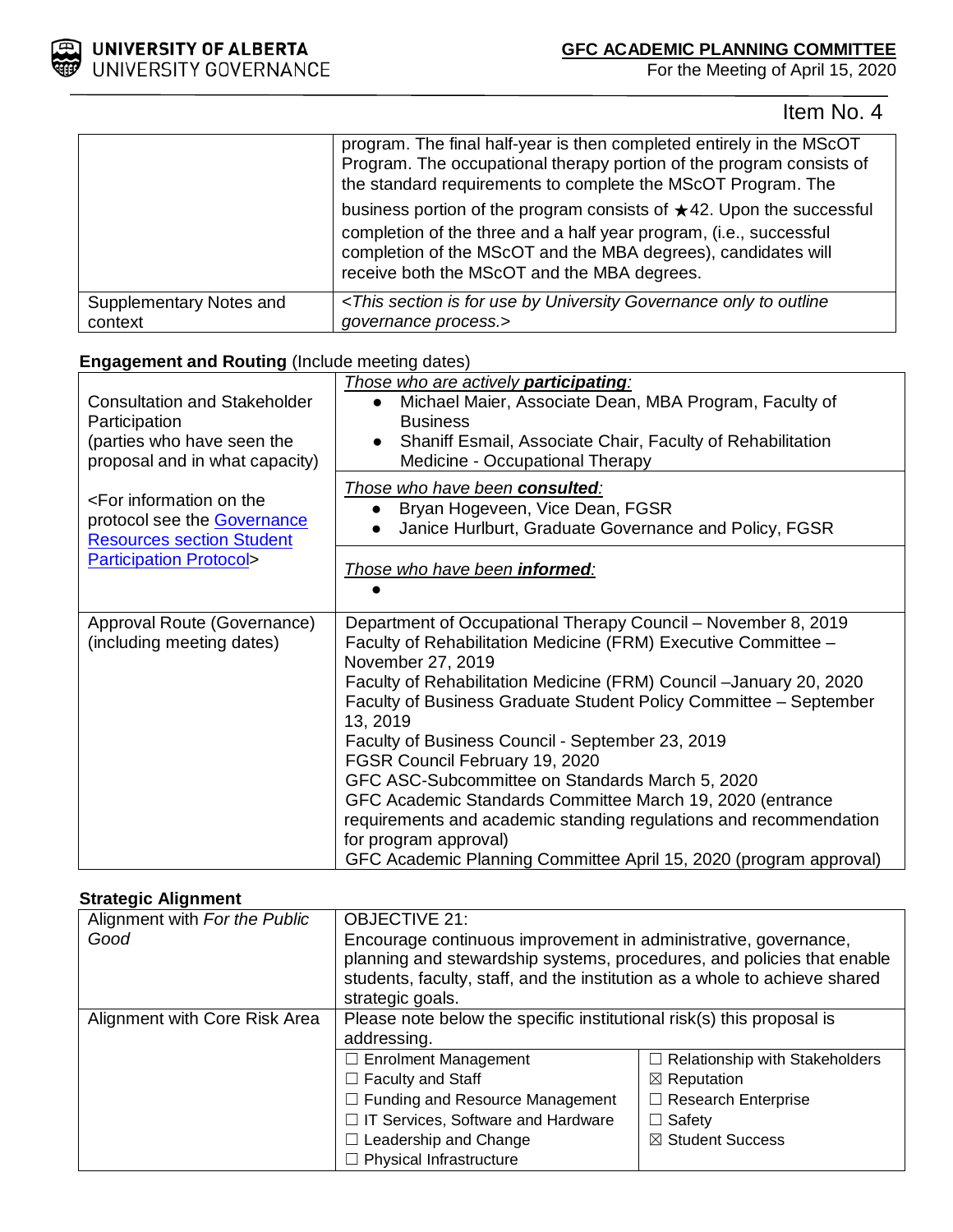Item No. 4

| | |
|---|---|
| | program. The final half-year is then completed entirely in the MScOT Program. The occupational therapy portion of the program consists of the standard requirements to complete the MScOT Program. The business portion of the program consists of ★42. Upon the successful completion of the three and a half year program, (i.e., successful completion of the MScOT and the MBA degrees), candidates will receive both the MScOT and the MBA degrees. |
| Supplementary Notes and context | *<This section is for use by University Governance only to outline governance process.>* |

**Engagement and Routing** (Include meeting dates)

| | |
|---|---|
| Consultation and Stakeholder Participation (parties who have seen the proposal and in what capacity)<br><br><For information on the protocol see the Governance Resources section Student Participation Protocol> | *Those who are actively **participating**:*<br>• Michael Maier, Associate Dean, MBA Program, Faculty of Business<br>• Shaniff Esmail, Associate Chair, Faculty of Rehabilitation Medicine - Occupational Therapy<br><br>*Those who have been **consulted**:*<br>• Bryan Hogeveen, Vice Dean, FGSR<br>• Janice Hurlburt, Graduate Governance and Policy, FGSR<br><br>*Those who have been **informed**:*<br>• |
| Approval Route (Governance) (including meeting dates) | Department of Occupational Therapy Council – November 8, 2019<br>Faculty of Rehabilitation Medicine (FRM) Executive Committee – November 27, 2019<br>Faculty of Rehabilitation Medicine (FRM) Council –January 20, 2020<br>Faculty of Business Graduate Student Policy Committee – September 13, 2019<br>Faculty of Business Council - September 23, 2019<br>FGSR Council February 19, 2020<br>GFC ASC-Subcommittee on Standards March 5, 2020<br>GFC Academic Standards Committee March 19, 2020 (entrance requirements and academic standing regulations and recommendation for program approval)<br>GFC Academic Planning Committee April 15, 2020 (program approval) |

**Strategic Alignment**

| | | |
|---|---|---|
| Alignment with *For the Public Good* | OBJECTIVE 21:<br>Encourage continuous improvement in administrative, governance, planning and stewardship systems, procedures, and policies that enable students, faculty, staff, and the institution as a whole to achieve shared strategic goals. | |
| Alignment with Core Risk Area | Please note below the specific institutional risk(s) this proposal is addressing. | |
| | ☐ Enrolment Management<br>☐ Faculty and Staff<br>☐ Funding and Resource Management<br>☐ IT Services, Software and Hardware<br>☐ Leadership and Change<br>☐ Physical Infrastructure | ☐ Relationship with Stakeholders<br>☒ Reputation<br>☐ Research Enterprise<br>☐ Safety<br>☒ Student Success |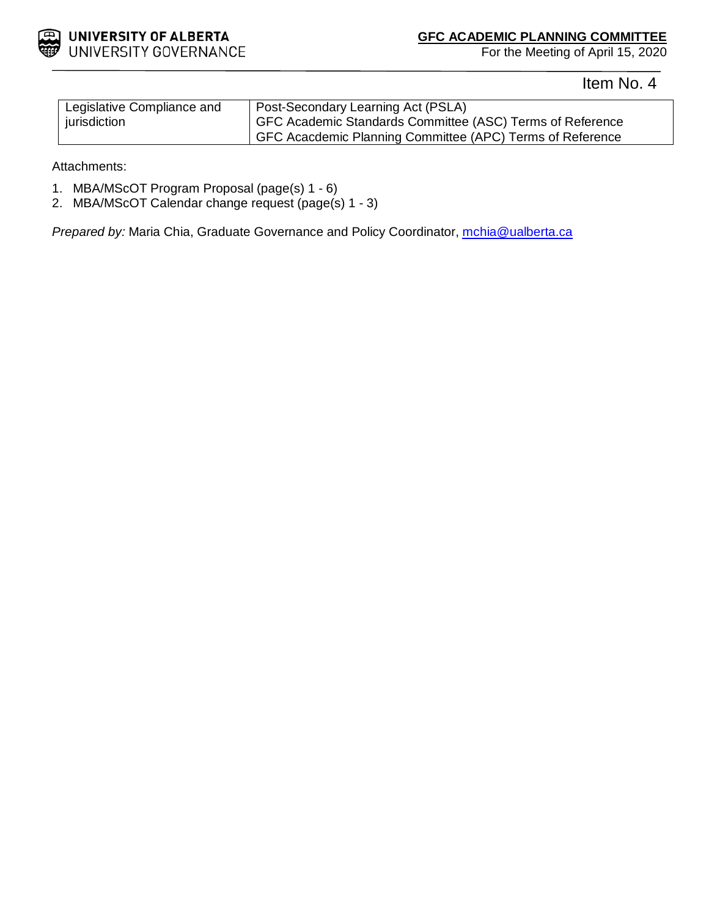Item No. 4

| Legislative Compliance and jurisdiction | Post-Secondary Learning Act (PSLA)<br>GFC Academic Standards Committee (ASC) Terms of Reference<br>GFC Acacdemic Planning Committee (APC) Terms of Reference |
|---|---|

Attachments:

1. MBA/MScOT Program Proposal (page(s) 1 - 6)
2. MBA/MScOT Calendar change request (page(s) 1 - 3)

*Prepared by:* Maria Chia, Graduate Governance and Policy Coordinator, mchia@ualberta.ca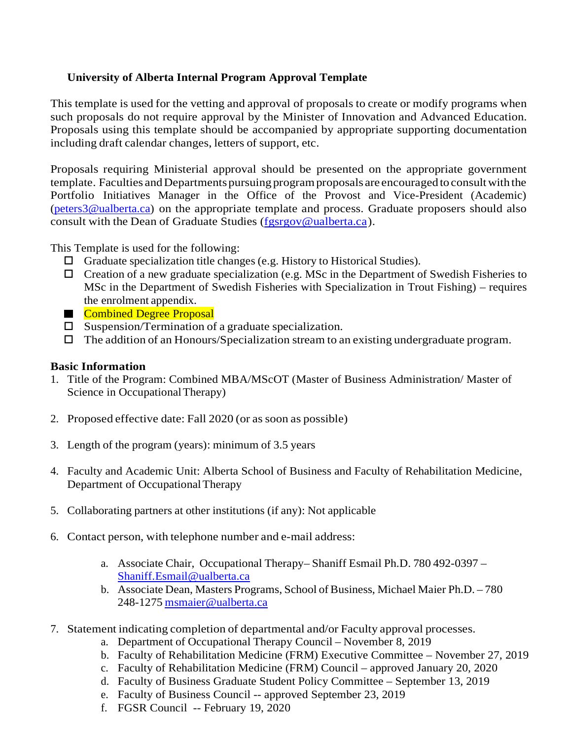**University of Alberta Internal Program Approval Template**

This template is used for the vetting and approval of proposals to create or modify programs when such proposals do not require approval by the Minister of Innovation and Advanced Education. Proposals using this template should be accompanied by appropriate supporting documentation including draft calendar changes, letters of support, etc.

Proposals requiring Ministerial approval should be presented on the appropriate government template. Faculties and Departments pursuing program proposals are encouraged to consult with the Portfolio Initiatives Manager in the Office of the Provost and Vice-President (Academic) (peters3@ualberta.ca) on the appropriate template and process. Graduate proposers should also consult with the Dean of Graduate Studies (fgsrgov@ualberta.ca).

This Template is used for the following:

- ☐ Graduate specialization title changes (e.g. History to Historical Studies).
- ☐ Creation of a new graduate specialization (e.g. MSc in the Department of Swedish Fisheries to MSc in the Department of Swedish Fisheries with Specialization in Trout Fishing) – requires the enrolment appendix.
- ■ Combined Degree Proposal
- ☐ Suspension/Termination of a graduate specialization.
- ☐ The addition of an Honours/Specialization stream to an existing undergraduate program.

**Basic Information**

1. Title of the Program: Combined MBA/MScOT (Master of Business Administration/ Master of Science in Occupational Therapy)

2. Proposed effective date: Fall 2020 (or as soon as possible)

3. Length of the program (years): minimum of 3.5 years

4. Faculty and Academic Unit: Alberta School of Business and Faculty of Rehabilitation Medicine, Department of Occupational Therapy

5. Collaborating partners at other institutions (if any): Not applicable

6. Contact person, with telephone number and e-mail address:

   a. Associate Chair, Occupational Therapy– Shaniff Esmail Ph.D. 780 492-0397 – Shaniff.Esmail@ualberta.ca
   b. Associate Dean, Masters Programs, School of Business, Michael Maier Ph.D. – 780 248-1275 msmaier@ualberta.ca

7. Statement indicating completion of departmental and/or Faculty approval processes.
   a. Department of Occupational Therapy Council – November 8, 2019
   b. Faculty of Rehabilitation Medicine (FRM) Executive Committee – November 27, 2019
   c. Faculty of Rehabilitation Medicine (FRM) Council – approved January 20, 2020
   d. Faculty of Business Graduate Student Policy Committee – September 13, 2019
   e. Faculty of Business Council -- approved September 23, 2019
   f. FGSR Council -- February 19, 2020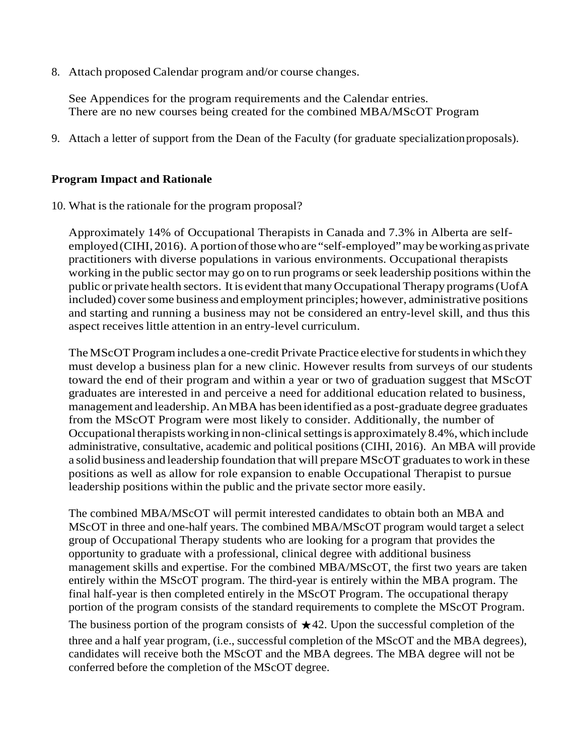8. Attach proposed Calendar program and/or course changes.

   See Appendices for the program requirements and the Calendar entries.
   There are no new courses being created for the combined MBA/MScOT Program

9. Attach a letter of support from the Dean of the Faculty (for graduate specialization proposals).

**Program Impact and Rationale**

10. What is the rationale for the program proposal?

    Approximately 14% of Occupational Therapists in Canada and 7.3% in Alberta are self-employed (CIHI, 2016). A portion of those who are "self-employed" may be working as private practitioners with diverse populations in various environments. Occupational therapists working in the public sector may go on to run programs or seek leadership positions within the public or private health sectors. It is evident that many Occupational Therapy programs (UofA included) cover some business and employment principles; however, administrative positions and starting and running a business may not be considered an entry-level skill, and thus this aspect receives little attention in an entry-level curriculum.

    The MScOT Program includes a one-credit Private Practice elective for students in which they must develop a business plan for a new clinic. However results from surveys of our students toward the end of their program and within a year or two of graduation suggest that MScOT graduates are interested in and perceive a need for additional education related to business, management and leadership. An MBA has been identified as a post-graduate degree graduates from the MScOT Program were most likely to consider. Additionally, the number of Occupational therapists working in non-clinical settings is approximately 8.4%, which include administrative, consultative, academic and political positions (CIHI, 2016). An MBA will provide a solid business and leadership foundation that will prepare MScOT graduates to work in these positions as well as allow for role expansion to enable Occupational Therapist to pursue leadership positions within the public and the private sector more easily.

    The combined MBA/MScOT will permit interested candidates to obtain both an MBA and MScOT in three and one-half years. The combined MBA/MScOT program would target a select group of Occupational Therapy students who are looking for a program that provides the opportunity to graduate with a professional, clinical degree with additional business management skills and expertise. For the combined MBA/MScOT, the first two years are taken entirely within the MScOT program. The third-year is entirely within the MBA program. The final half-year is then completed entirely in the MScOT Program. The occupational therapy portion of the program consists of the standard requirements to complete the MScOT Program. The business portion of the program consists of ★42. Upon the successful completion of the three and a half year program, (i.e., successful completion of the MScOT and the MBA degrees), candidates will receive both the MScOT and the MBA degrees. The MBA degree will not be conferred before the completion of the MScOT degree.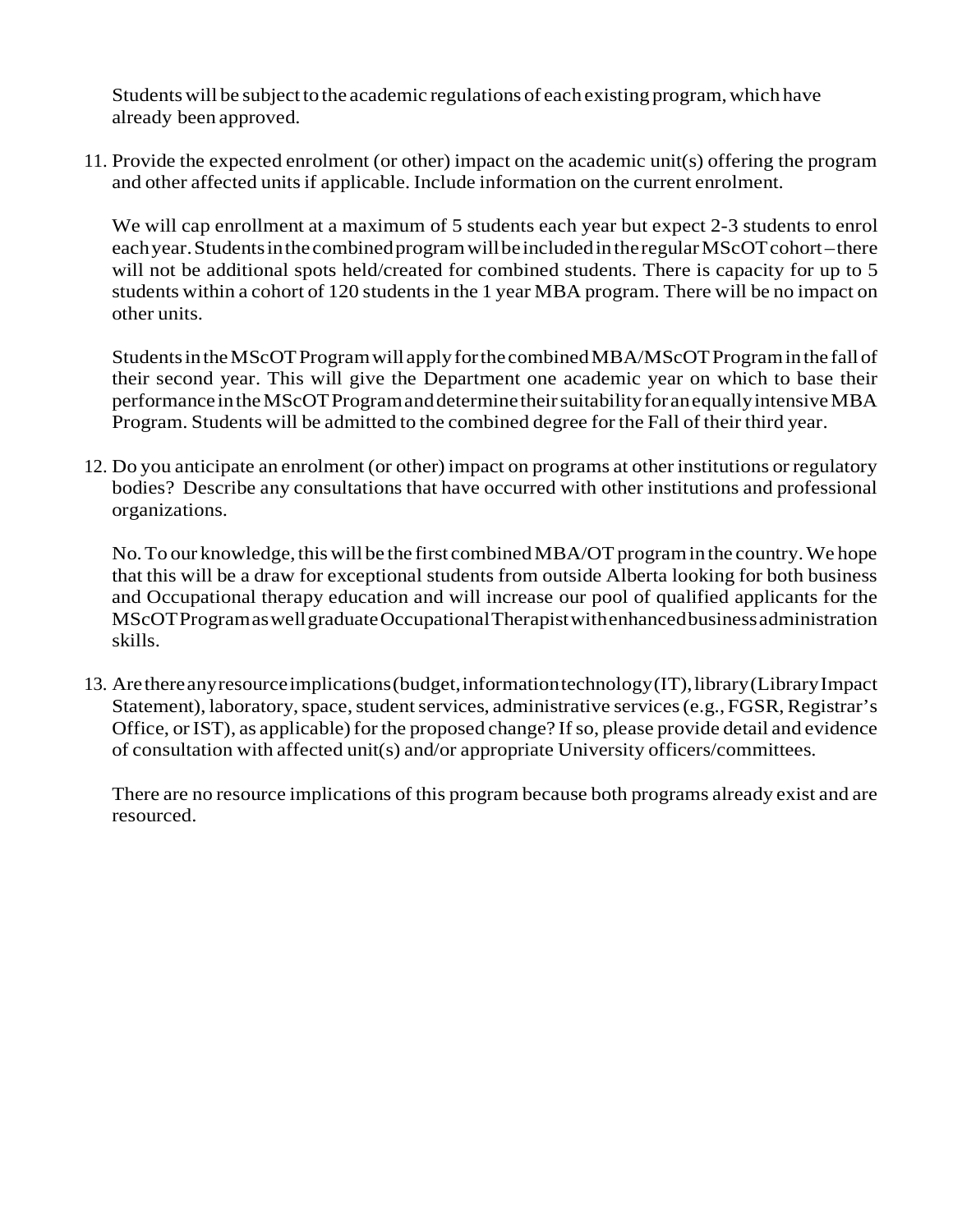Students will be subject to the academic regulations of each existing program, which have already been approved.

11. Provide the expected enrolment (or other) impact on the academic unit(s) offering the program and other affected units if applicable. Include information on the current enrolment.

    We will cap enrollment at a maximum of 5 students each year but expect 2-3 students to enrol each year. Students in the combined program will be included in the regular MScOT cohort – there will not be additional spots held/created for combined students. There is capacity for up to 5 students within a cohort of 120 students in the 1 year MBA program. There will be no impact on other units.

    Students in the MScOT Program will apply for the combined MBA/MScOT Program in the fall of their second year. This will give the Department one academic year on which to base their performance in the MScOT Program and determine their suitability for an equally intensive MBA Program. Students will be admitted to the combined degree for the Fall of their third year.

12. Do you anticipate an enrolment (or other) impact on programs at other institutions or regulatory bodies? Describe any consultations that have occurred with other institutions and professional organizations.

    No. To our knowledge, this will be the first combined MBA/OT program in the country. We hope that this will be a draw for exceptional students from outside Alberta looking for both business and Occupational therapy education and will increase our pool of qualified applicants for the MScOT Program as well graduate Occupational Therapist with enhanced business administration skills.

13. Are there any resource implications (budget, information technology (IT), library (Library Impact Statement), laboratory, space, student services, administrative services (e.g., FGSR, Registrar's Office, or IST), as applicable) for the proposed change? If so, please provide detail and evidence of consultation with affected unit(s) and/or appropriate University officers/committees.

    There are no resource implications of this program because both programs already exist and are resourced.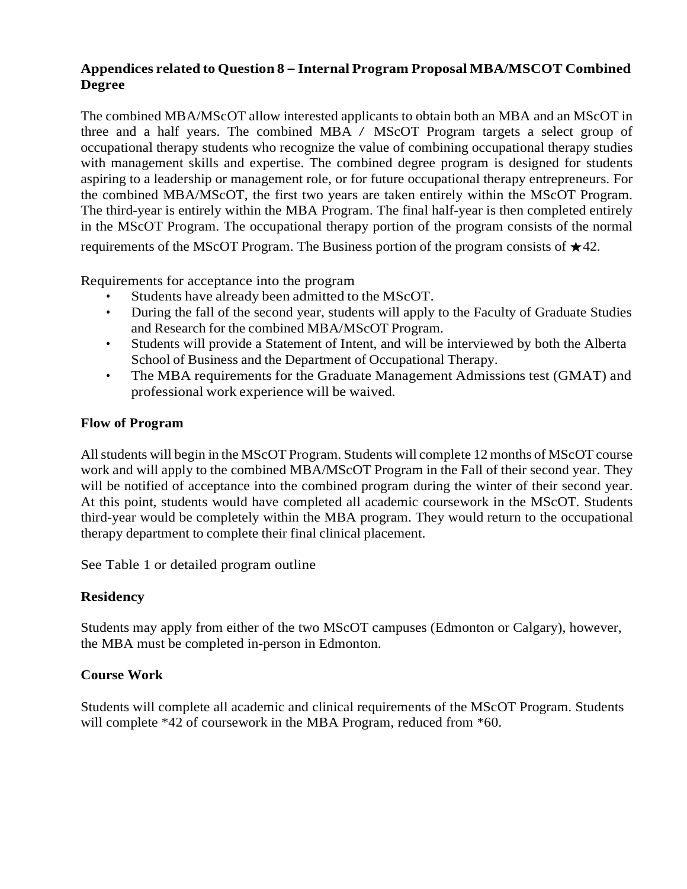**Appendices related to Question 8 – Internal Program Proposal MBA/MSCOT Combined Degree**

The combined MBA/MScOT allow interested applicants to obtain both an MBA and an MScOT in three and a half years. The combined MBA / MScOT Program targets a select group of occupational therapy students who recognize the value of combining occupational therapy studies with management skills and expertise. The combined degree program is designed for students aspiring to a leadership or management role, or for future occupational therapy entrepreneurs. For the combined MBA/MScOT, the first two years are taken entirely within the MScOT Program. The third-year is entirely within the MBA Program. The final half-year is then completed entirely in the MScOT Program. The occupational therapy portion of the program consists of the normal requirements of the MScOT Program. The Business portion of the program consists of ★42.

Requirements for acceptance into the program

- Students have already been admitted to the MScOT.
- During the fall of the second year, students will apply to the Faculty of Graduate Studies and Research for the combined MBA/MScOT Program.
- Students will provide a Statement of Intent, and will be interviewed by both the Alberta School of Business and the Department of Occupational Therapy.
- The MBA requirements for the Graduate Management Admissions test (GMAT) and professional work experience will be waived.

**Flow of Program**

All students will begin in the MScOT Program. Students will complete 12 months of MScOT course work and will apply to the combined MBA/MScOT Program in the Fall of their second year. They will be notified of acceptance into the combined program during the winter of their second year. At this point, students would have completed all academic coursework in the MScOT. Students third-year would be completely within the MBA program. They would return to the occupational therapy department to complete their final clinical placement.

See Table 1 or detailed program outline

**Residency**

Students may apply from either of the two MScOT campuses (Edmonton or Calgary), however, the MBA must be completed in-person in Edmonton.

**Course Work**

Students will complete all academic and clinical requirements of the MScOT Program. Students will complete *42 of coursework in the MBA Program, reduced from *60.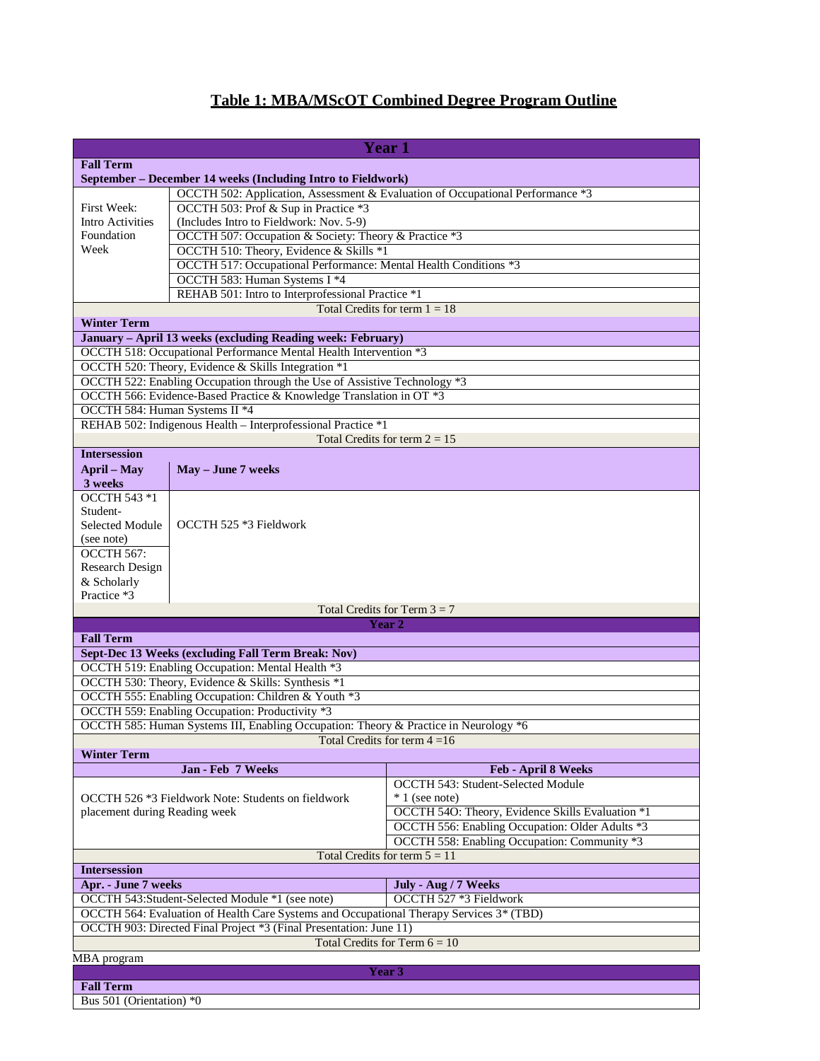# Table 1: MBA/MScOT Combined Degree Program Outline

| **Year 1** | |
|---|---|
| **Fall Term** | |
| **September – December 14 weeks (Including Intro to Fieldwork)** | |
| First Week: Intro Activities Foundation Week | OCCTH 502: Application, Assessment & Evaluation of Occupational Performance *3 |
| | OCCTH 503: Prof & Sup in Practice *3 (Includes Intro to Fieldwork: Nov. 5-9) |
| | OCCTH 507: Occupation & Society: Theory & Practice *3 |
| | OCCTH 510: Theory, Evidence & Skills *1 |
| | OCCTH 517: Occupational Performance: Mental Health Conditions *3 |
| | OCCTH 583: Human Systems I *4 |
| | REHAB 501: Intro to Interprofessional Practice *1 |
| Total Credits for term 1 = 18 | |
| **Winter Term** | |
| **January – April 13 weeks (excluding Reading week: February)** | |
| OCCTH 518: Occupational Performance Mental Health Intervention *3 | |
| OCCTH 520: Theory, Evidence & Skills Integration *1 | |
| OCCTH 522: Enabling Occupation through the Use of Assistive Technology *3 | |
| OCCTH 566: Evidence-Based Practice & Knowledge Translation in OT *3 | |
| OCCTH 584: Human Systems II *4 | |
| REHAB 502: Indigenous Health – Interprofessional Practice *1 | |
| Total Credits for term 2 = 15 | |
| **Intersession** | |
| **April – May 3 weeks** | **May – June 7 weeks** |
| OCCTH 543 *1 Student-Selected Module (see note) | OCCTH 525 *3 Fieldwork |
| OCCTH 567: Research Design & Scholarly Practice *3 | |
| Total Credits for Term 3 = 7 | |

| **Year 2** | |
|---|---|
| **Fall Term** | |
| **Sept-Dec 13 Weeks (excluding Fall Term Break: Nov)** | |
| OCCTH 519: Enabling Occupation: Mental Health *3 | |
| OCCTH 530: Theory, Evidence & Skills: Synthesis *1 | |
| OCCTH 555: Enabling Occupation: Children & Youth *3 | |
| OCCTH 559: Enabling Occupation: Productivity *3 | |
| OCCTH 585: Human Systems III, Enabling Occupation: Theory & Practice in Neurology *6 | |
| Total Credits for term 4 =16 | |
| **Winter Term** | |
| **Jan - Feb 7 Weeks** | **Feb - April 8 Weeks** |
| OCCTH 526 *3 Fieldwork Note: Students on fieldwork placement during Reading week | OCCTH 543: Student-Selected Module * 1 (see note) |
| | OCCTH 54O: Theory, Evidence Skills Evaluation *1 |
| | OCCTH 556: Enabling Occupation: Older Adults *3 |
| | OCCTH 558: Enabling Occupation: Community *3 |
| Total Credits for term 5 = 11 | |
| **Intersession** | |
| **Apr. - June 7 weeks** | **July - Aug / 7 Weeks** |
| OCCTH 543:Student-Selected Module *1 (see note) | OCCTH 527 *3 Fieldwork |
| OCCTH 564: Evaluation of Health Care Systems and Occupational Therapy Services 3* (TBD) | |
| OCCTH 903: Directed Final Project *3 (Final Presentation: June 11) | |
| Total Credits for Term 6 = 10 | |

MBA program

| **Year 3** |
|---|
| **Fall Term** |
| Bus 501 (Orientation) *0 |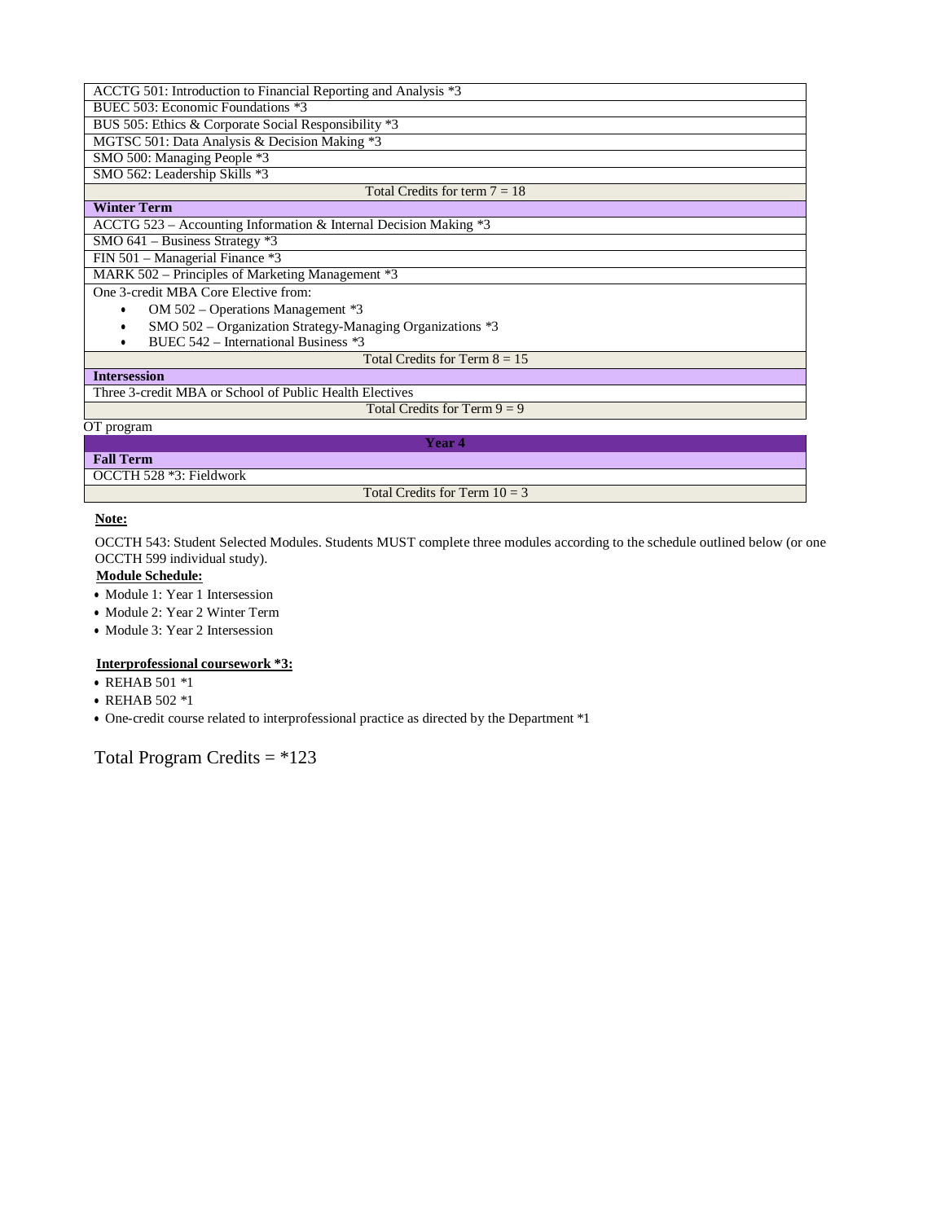| ACCTG 501: Introduction to Financial Reporting and Analysis *3 |
|---|
| BUEC 503: Economic Foundations *3 |
| BUS 505: Ethics & Corporate Social Responsibility *3 |
| MGTSC 501: Data Analysis & Decision Making *3 |
| SMO 500: Managing People *3 |
| SMO 562: Leadership Skills *3 |
| Total Credits for term 7 = 18 |
| **Winter Term** |
| ACCTG 523 – Accounting Information & Internal Decision Making *3 |
| SMO 641 – Business Strategy *3 |
| FIN 501 – Managerial Finance *3 |
| MARK 502 – Principles of Marketing Management *3 |
| One 3-credit MBA Core Elective from:<br>• OM 502 – Operations Management *3<br>• SMO 502 – Organization Strategy-Managing Organizations *3<br>• BUEC 542 – International Business *3 |
| Total Credits for Term 8 = 15 |
| **Intersession** |
| Three 3-credit MBA or School of Public Health Electives |
| Total Credits for Term 9 = 9 |

OT program

| **Year 4** |
|---|
| **Fall Term** |
| OCCTH 528 *3: Fieldwork |
| Total Credits for Term 10 = 3 |

**Note:**

OCCTH 543: Student Selected Modules. Students MUST complete three modules according to the schedule outlined below (or one OCCTH 599 individual study).

**Module Schedule:**

- Module 1: Year 1 Intersession
- Module 2: Year 2 Winter Term
- Module 3: Year 2 Intersession

**Interprofessional coursework *3:**

- REHAB 501 *1
- REHAB 502 *1
- One-credit course related to interprofessional practice as directed by the Department *1

Total Program Credits = *123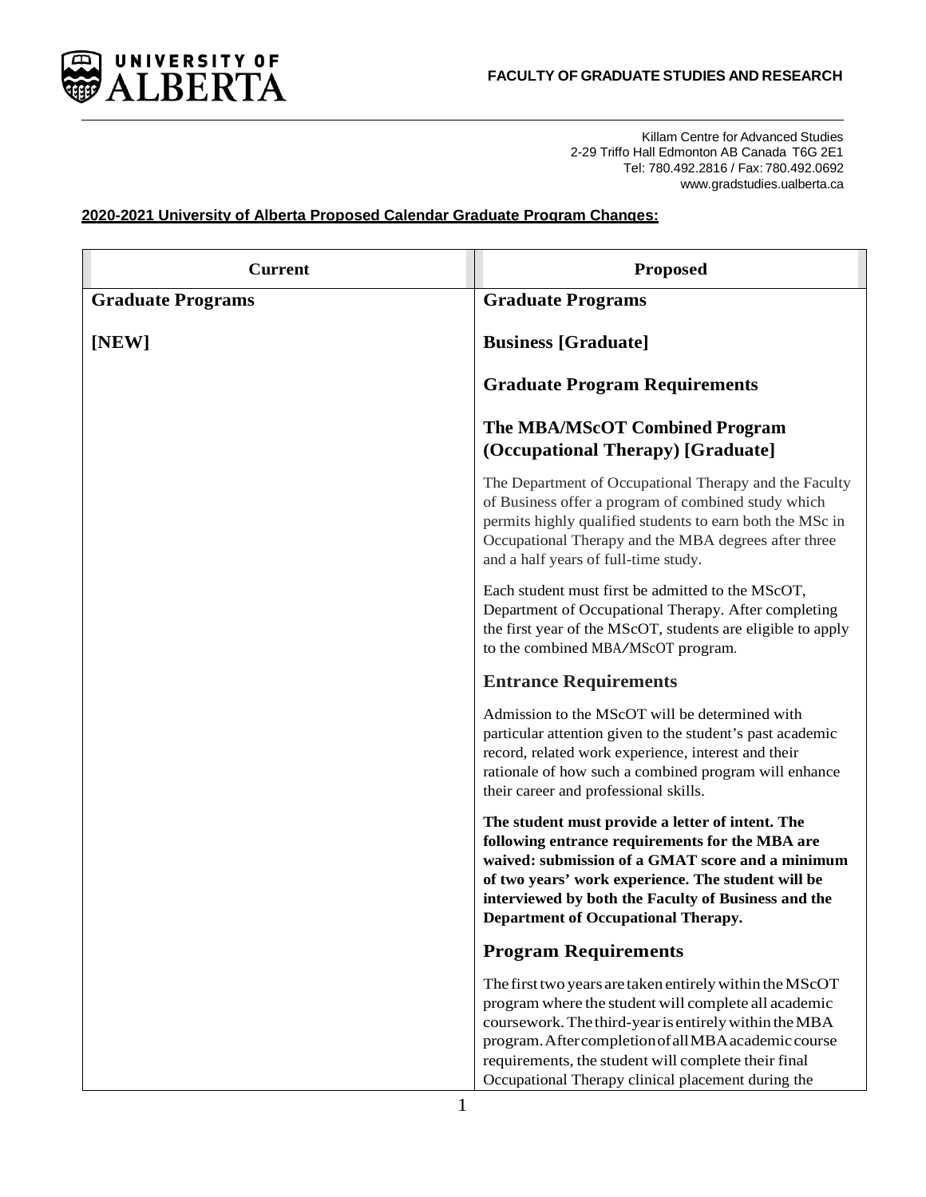**FACULTY OF GRADUATE STUDIES AND RESEARCH**

Killam Centre for Advanced Studies
2-29 Triffo Hall Edmonton AB Canada T6G 2E1
Tel: 780.492.2816 / Fax: 780.492.0692
www.gradstudies.ualberta.ca

**2020-2021 University of Alberta Proposed Calendar Graduate Program Changes:**

| Current | Proposed |
|---|---|
| **Graduate Programs** | **Graduate Programs** |
| **[NEW]** | **Business [Graduate]**<br><br>**Graduate Program Requirements**<br><br>**The MBA/MScOT Combined Program (Occupational Therapy) [Graduate]**<br><br>The Department of Occupational Therapy and the Faculty of Business offer a program of combined study which permits highly qualified students to earn both the MSc in Occupational Therapy and the MBA degrees after three and a half years of full-time study.<br><br>Each student must first be admitted to the MScOT, Department of Occupational Therapy. After completing the first year of the MScOT, students are eligible to apply to the combined MBA/MScOT program.<br><br>**Entrance Requirements**<br><br>Admission to the MScOT will be determined with particular attention given to the student's past academic record, related work experience, interest and their rationale of how such a combined program will enhance their career and professional skills.<br><br>**The student must provide a letter of intent. The following entrance requirements for the MBA are waived: submission of a GMAT score and a minimum of two years' work experience. The student will be interviewed by both the Faculty of Business and the Department of Occupational Therapy.**<br><br>**Program Requirements**<br><br>The first two years are taken entirely within the MScOT program where the student will complete all academic coursework. The third-year is entirely within the MBA program. After completion of all MBA academic course requirements, the student will complete their final Occupational Therapy clinical placement during the |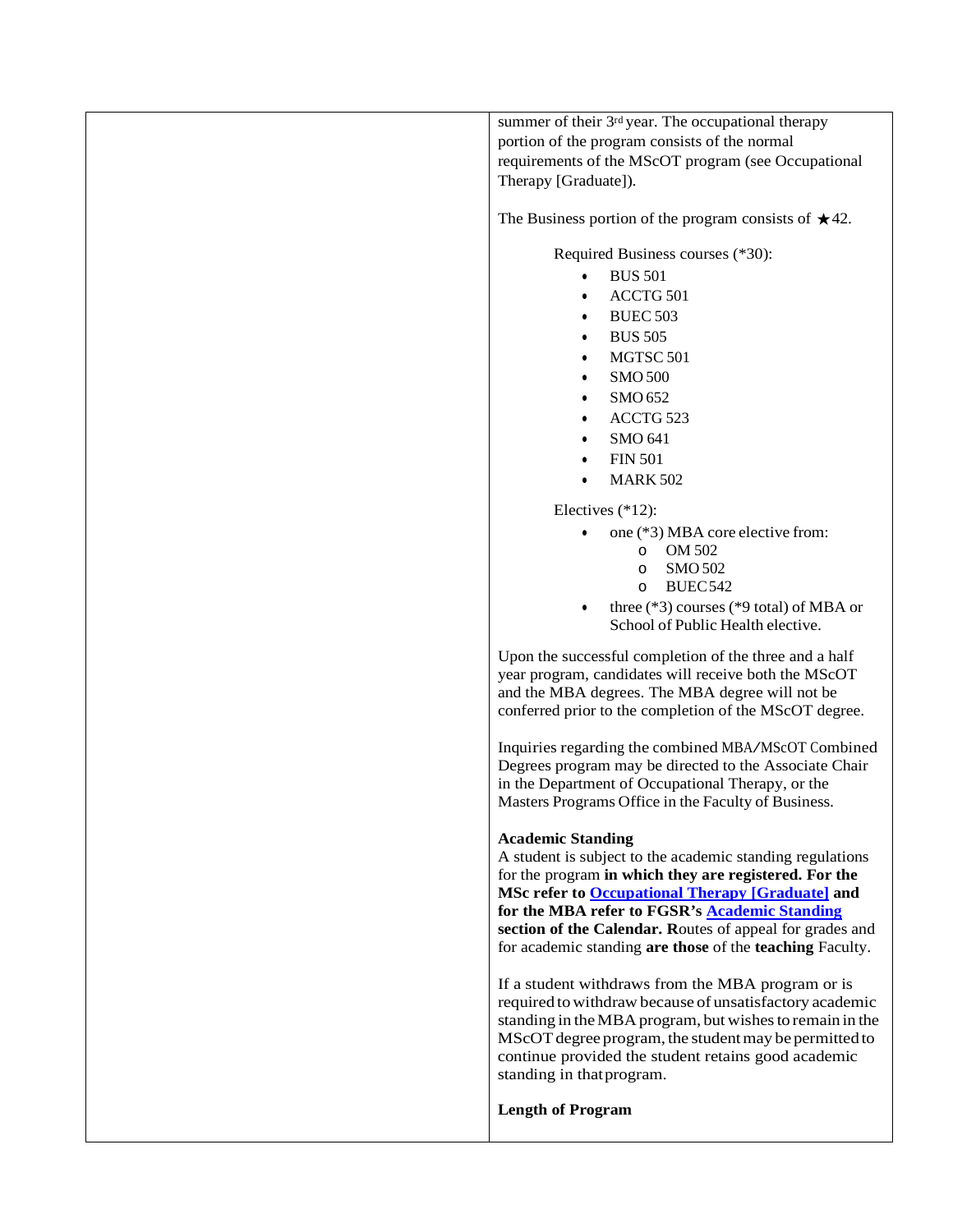| | summer of their 3rd year. The occupational therapy portion of the program consists of the normal requirements of the MScOT program (see Occupational Therapy [Graduate]).<br><br>The Business portion of the program consists of ★42.<br><br>Required Business courses (*30):<br>• BUS 501<br>• ACCTG 501<br>• BUEC 503<br>• BUS 505<br>• MGTSC 501<br>• SMO 500<br>• SMO 652<br>• ACCTG 523<br>• SMO 641<br>• FIN 501<br>• MARK 502<br><br>Electives (*12):<br>• one (*3) MBA core elective from:<br>&nbsp;&nbsp;o OM 502<br>&nbsp;&nbsp;o SMO 502<br>&nbsp;&nbsp;o BUEC 542<br>• three (*3) courses (*9 total) of MBA or School of Public Health elective.<br><br>Upon the successful completion of the three and a half year program, candidates will receive both the MScOT and the MBA degrees. The MBA degree will not be conferred prior to the completion of the MScOT degree.<br><br>Inquiries regarding the combined MBA/MScOT Combined Degrees program may be directed to the Associate Chair in the Department of Occupational Therapy, or the Masters Programs Office in the Faculty of Business.<br><br>**Academic Standing**<br>A student is subject to the academic standing regulations for the program **in which they are registered. For the MSc refer to [Occupational Therapy [Graduate]] and for the MBA refer to FGSR's [Academic Standing] section of the Calendar. R**outes of appeal for grades and for academic standing **are those** of the **teaching** Faculty.<br><br>If a student withdraws from the MBA program or is required to withdraw because of unsatisfactory academic standing in the MBA program, but wishes to remain in the MScOT degree program, the student may be permitted to continue provided the student retains good academic standing in that program.<br><br>**Length of Program** |
|---|---|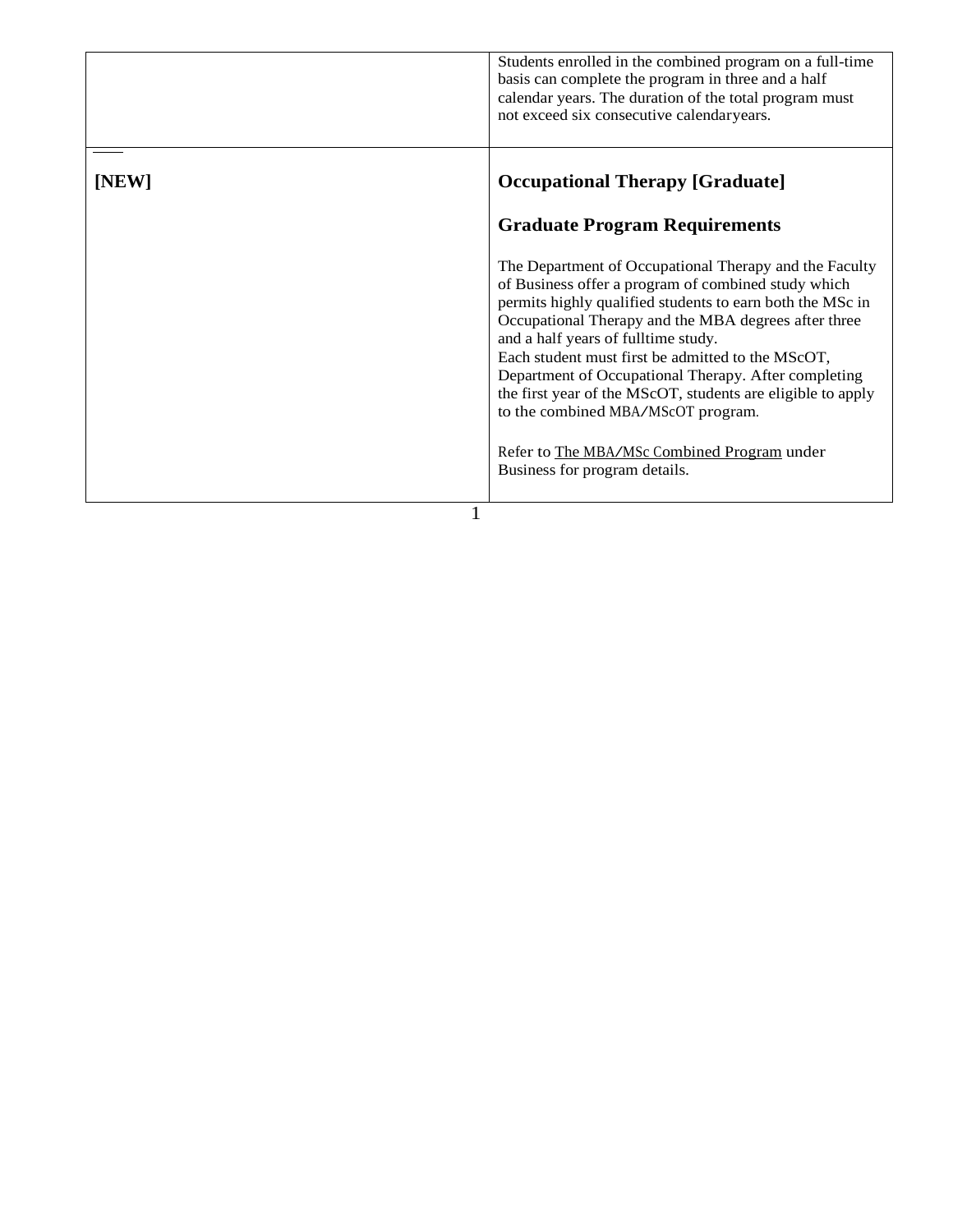| | |
|---|---|
| | Students enrolled in the combined program on a full-time basis can complete the program in three and a half calendar years. The duration of the total program must not exceed six consecutive calendaryears. |
| **[NEW]** | **Occupational Therapy [Graduate]**<br><br>**Graduate Program Requirements**<br><br>The Department of Occupational Therapy and the Faculty of Business offer a program of combined study which permits highly qualified students to earn both the MSc in Occupational Therapy and the MBA degrees after three and a half years of fulltime study.<br>Each student must first be admitted to the MScOT, Department of Occupational Therapy. After completing the first year of the MScOT, students are eligible to apply to the combined MBA/MScOT program.<br><br>Refer to The MBA/MSc Combined Program under Business for program details. |